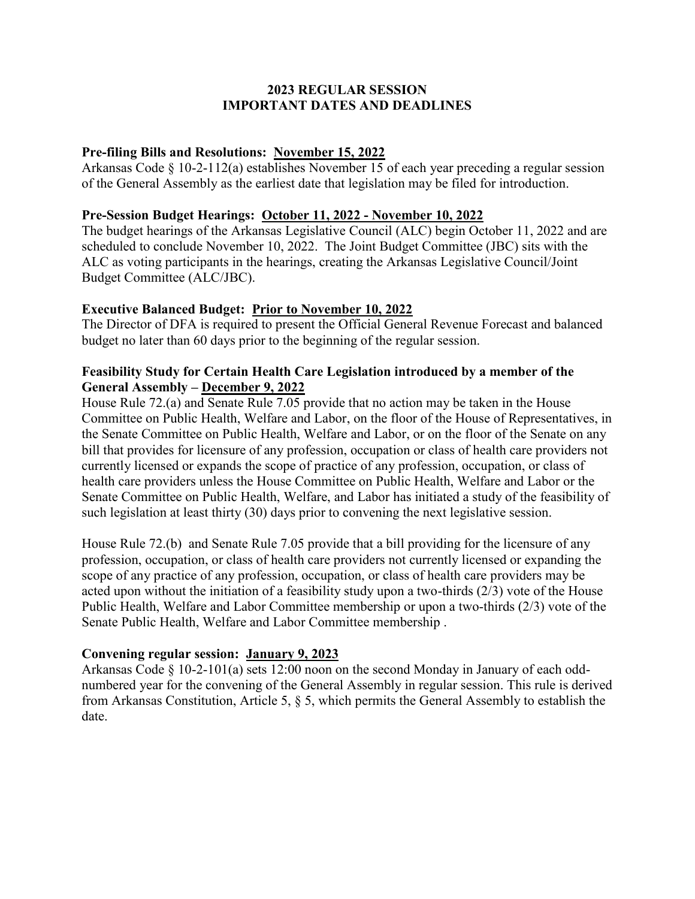# 2023 REGULAR SESSION
# IMPORTANT DATES AND DEADLINES

**Pre-filing Bills and Resolutions: <u>November 15, 2022</u>**
Arkansas Code § 10-2-112(a) establishes November 15 of each year preceding a regular session of the General Assembly as the earliest date that legislation may be filed for introduction.

**Pre-Session Budget Hearings: <u>October 11, 2022 - November 10, 2022</u>**
The budget hearings of the Arkansas Legislative Council (ALC) begin October 11, 2022 and are scheduled to conclude November 10, 2022. The Joint Budget Committee (JBC) sits with the ALC as voting participants in the hearings, creating the Arkansas Legislative Council/Joint Budget Committee (ALC/JBC).

**Executive Balanced Budget: <u>Prior to November 10, 2022</u>**
The Director of DFA is required to present the Official General Revenue Forecast and balanced budget no later than 60 days prior to the beginning of the regular session.

**Feasibility Study for Certain Health Care Legislation introduced by a member of the General Assembly – <u>December 9, 2022</u>**
House Rule 72.(a) and Senate Rule 7.05 provide that no action may be taken in the House Committee on Public Health, Welfare and Labor, on the floor of the House of Representatives, in the Senate Committee on Public Health, Welfare and Labor, or on the floor of the Senate on any bill that provides for licensure of any profession, occupation or class of health care providers not currently licensed or expands the scope of practice of any profession, occupation, or class of health care providers unless the House Committee on Public Health, Welfare and Labor or the Senate Committee on Public Health, Welfare, and Labor has initiated a study of the feasibility of such legislation at least thirty (30) days prior to convening the next legislative session.

House Rule 72.(b) and Senate Rule 7.05 provide that a bill providing for the licensure of any profession, occupation, or class of health care providers not currently licensed or expanding the scope of any practice of any profession, occupation, or class of health care providers may be acted upon without the initiation of a feasibility study upon a two-thirds (2/3) vote of the House Public Health, Welfare and Labor Committee membership or upon a two-thirds (2/3) vote of the Senate Public Health, Welfare and Labor Committee membership .

**Convening regular session: <u>January 9, 2023</u>**
Arkansas Code § 10-2-101(a) sets 12:00 noon on the second Monday in January of each odd-numbered year for the convening of the General Assembly in regular session. This rule is derived from Arkansas Constitution, Article 5, § 5, which permits the General Assembly to establish the date.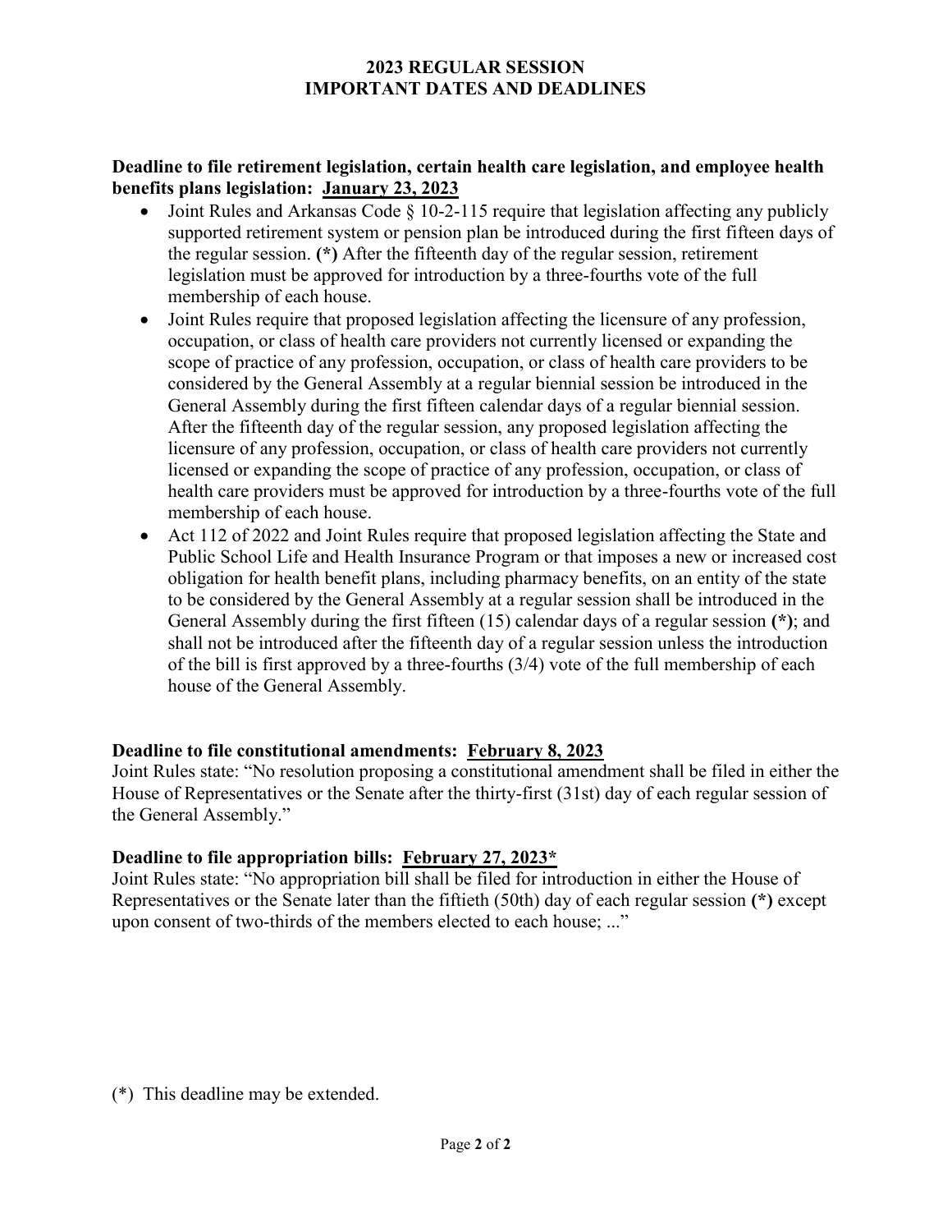# 2023 REGULAR SESSION
# IMPORTANT DATES AND DEADLINES

**Deadline to file retirement legislation, certain health care legislation, and employee health benefits plans legislation: January 23, 2023**

- Joint Rules and Arkansas Code § 10-2-115 require that legislation affecting any publicly supported retirement system or pension plan be introduced during the first fifteen days of the regular session. **(*)** After the fifteenth day of the regular session, retirement legislation must be approved for introduction by a three-fourths vote of the full membership of each house.
- Joint Rules require that proposed legislation affecting the licensure of any profession, occupation, or class of health care providers not currently licensed or expanding the scope of practice of any profession, occupation, or class of health care providers to be considered by the General Assembly at a regular biennial session be introduced in the General Assembly during the first fifteen calendar days of a regular biennial session. After the fifteenth day of the regular session, any proposed legislation affecting the licensure of any profession, occupation, or class of health care providers not currently licensed or expanding the scope of practice of any profession, occupation, or class of health care providers must be approved for introduction by a three-fourths vote of the full membership of each house.
- Act 112 of 2022 and Joint Rules require that proposed legislation affecting the State and Public School Life and Health Insurance Program or that imposes a new or increased cost obligation for health benefit plans, including pharmacy benefits, on an entity of the state to be considered by the General Assembly at a regular session shall be introduced in the General Assembly during the first fifteen (15) calendar days of a regular session **(*)**; and shall not be introduced after the fifteenth day of a regular session unless the introduction of the bill is first approved by a three-fourths (3/4) vote of the full membership of each house of the General Assembly.

**Deadline to file constitutional amendments: February 8, 2023**

Joint Rules state: "No resolution proposing a constitutional amendment shall be filed in either the House of Representatives or the Senate after the thirty-first (31st) day of each regular session of the General Assembly."

**Deadline to file appropriation bills: February 27, 2023***

Joint Rules state: "No appropriation bill shall be filed for introduction in either the House of Representatives or the Senate later than the fiftieth (50th) day of each regular session **(*)** except upon consent of two-thirds of the members elected to each house; ..."

(*) This deadline may be extended.